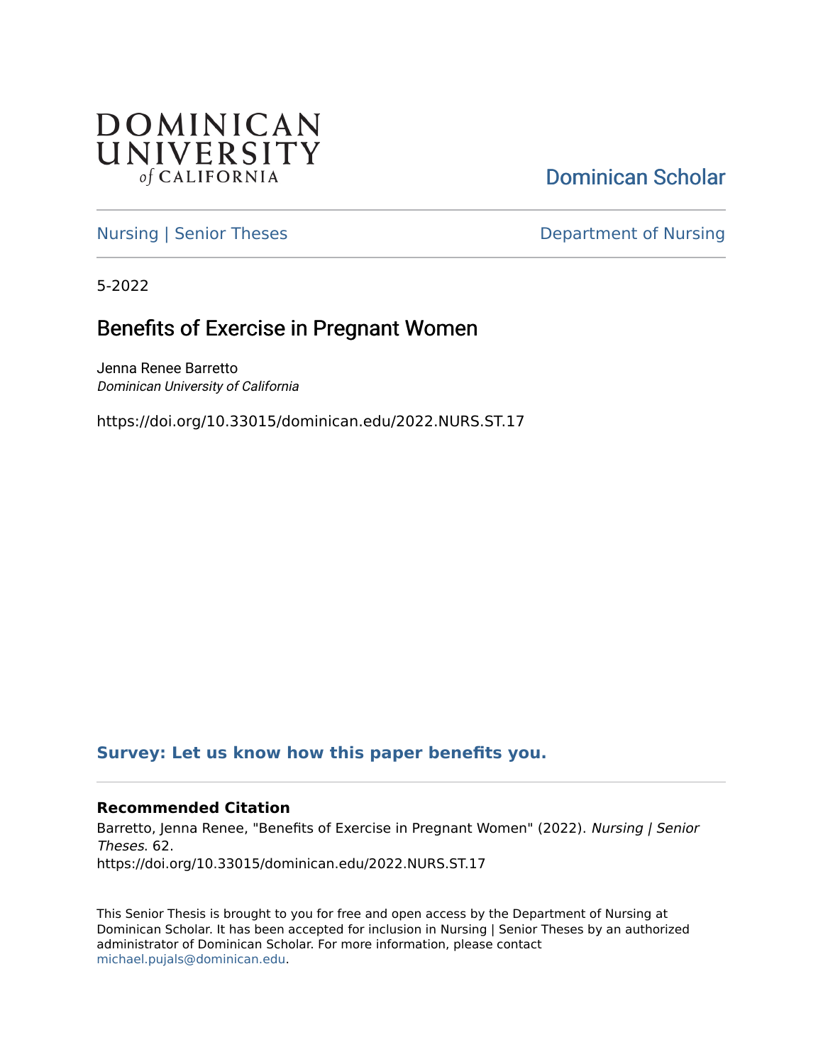DOMINICAN UNIVERSITY *of* CALIFORNIA

Dominican Scholar

Nursing | Senior Theses

Department of Nursing

5-2022

# Benefits of Exercise in Pregnant Women

Jenna Renee Barretto
*Dominican University of California*

https://doi.org/10.33015/dominican.edu/2022.NURS.ST.17

**Survey: Let us know how this paper benefits you.**

### Recommended Citation

Barretto, Jenna Renee, "Benefits of Exercise in Pregnant Women" (2022). *Nursing | Senior Theses*. 62.
https://doi.org/10.33015/dominican.edu/2022.NURS.ST.17

This Senior Thesis is brought to you for free and open access by the Department of Nursing at Dominican Scholar. It has been accepted for inclusion in Nursing | Senior Theses by an authorized administrator of Dominican Scholar. For more information, please contact michael.pujals@dominican.edu.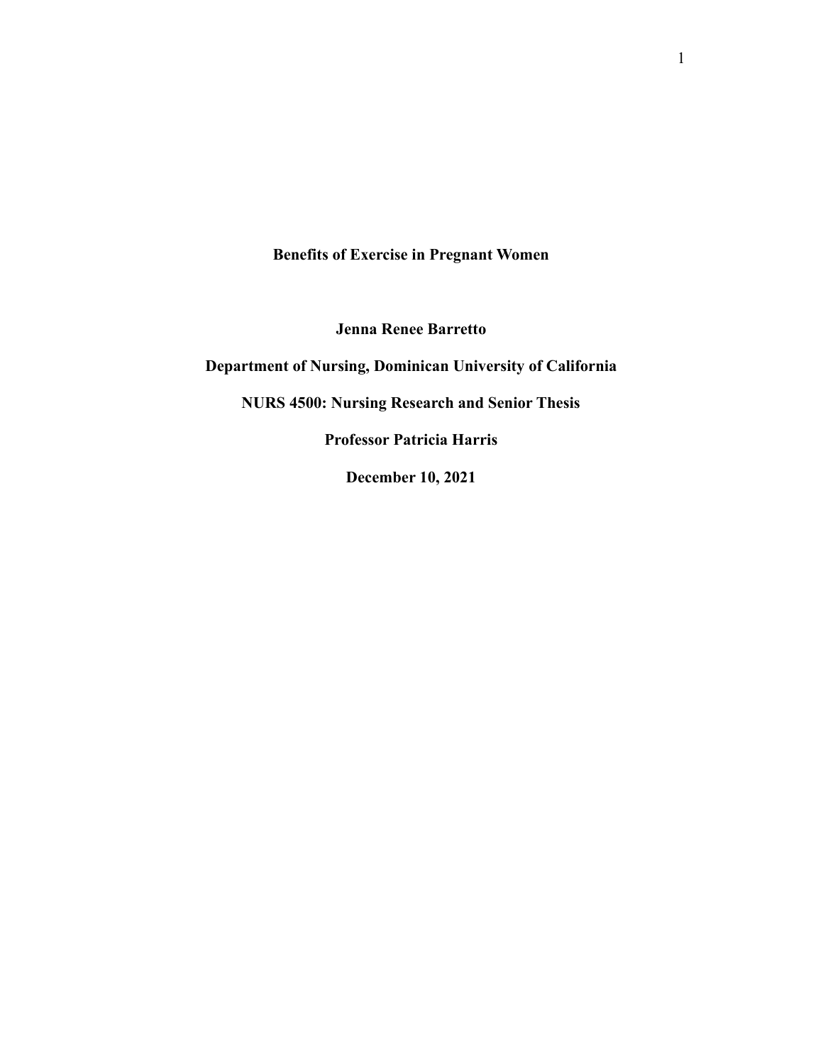# Benefits of Exercise in Pregnant Women

**Jenna Renee Barretto**

**Department of Nursing, Dominican University of California**

**NURS 4500: Nursing Research and Senior Thesis**

**Professor Patricia Harris**

**December 10, 2021**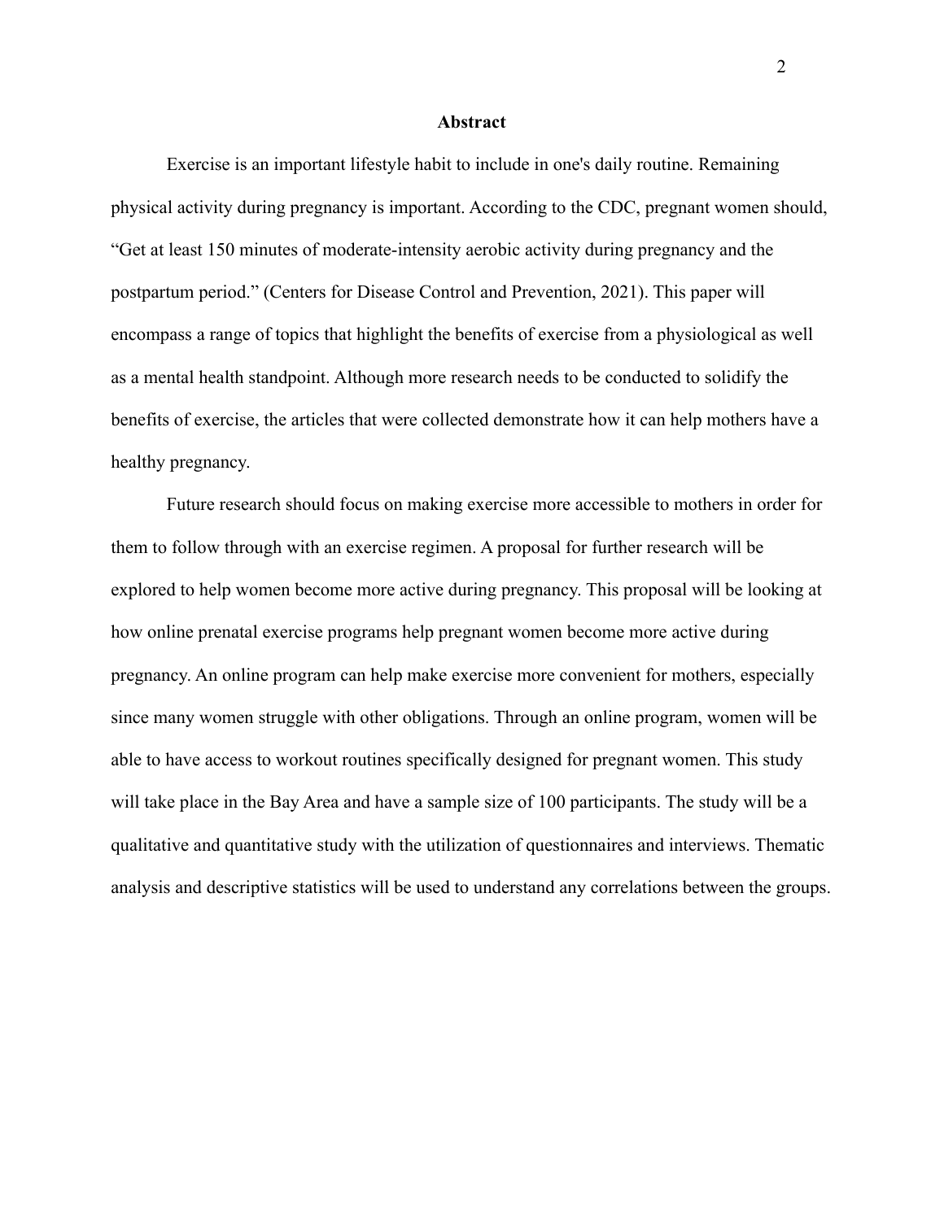## Abstract

Exercise is an important lifestyle habit to include in one's daily routine. Remaining physical activity during pregnancy is important. According to the CDC, pregnant women should, "Get at least 150 minutes of moderate-intensity aerobic activity during pregnancy and the postpartum period." (Centers for Disease Control and Prevention, 2021). This paper will encompass a range of topics that highlight the benefits of exercise from a physiological as well as a mental health standpoint. Although more research needs to be conducted to solidify the benefits of exercise, the articles that were collected demonstrate how it can help mothers have a healthy pregnancy.

Future research should focus on making exercise more accessible to mothers in order for them to follow through with an exercise regimen. A proposal for further research will be explored to help women become more active during pregnancy. This proposal will be looking at how online prenatal exercise programs help pregnant women become more active during pregnancy. An online program can help make exercise more convenient for mothers, especially since many women struggle with other obligations. Through an online program, women will be able to have access to workout routines specifically designed for pregnant women. This study will take place in the Bay Area and have a sample size of 100 participants. The study will be a qualitative and quantitative study with the utilization of questionnaires and interviews. Thematic analysis and descriptive statistics will be used to understand any correlations between the groups.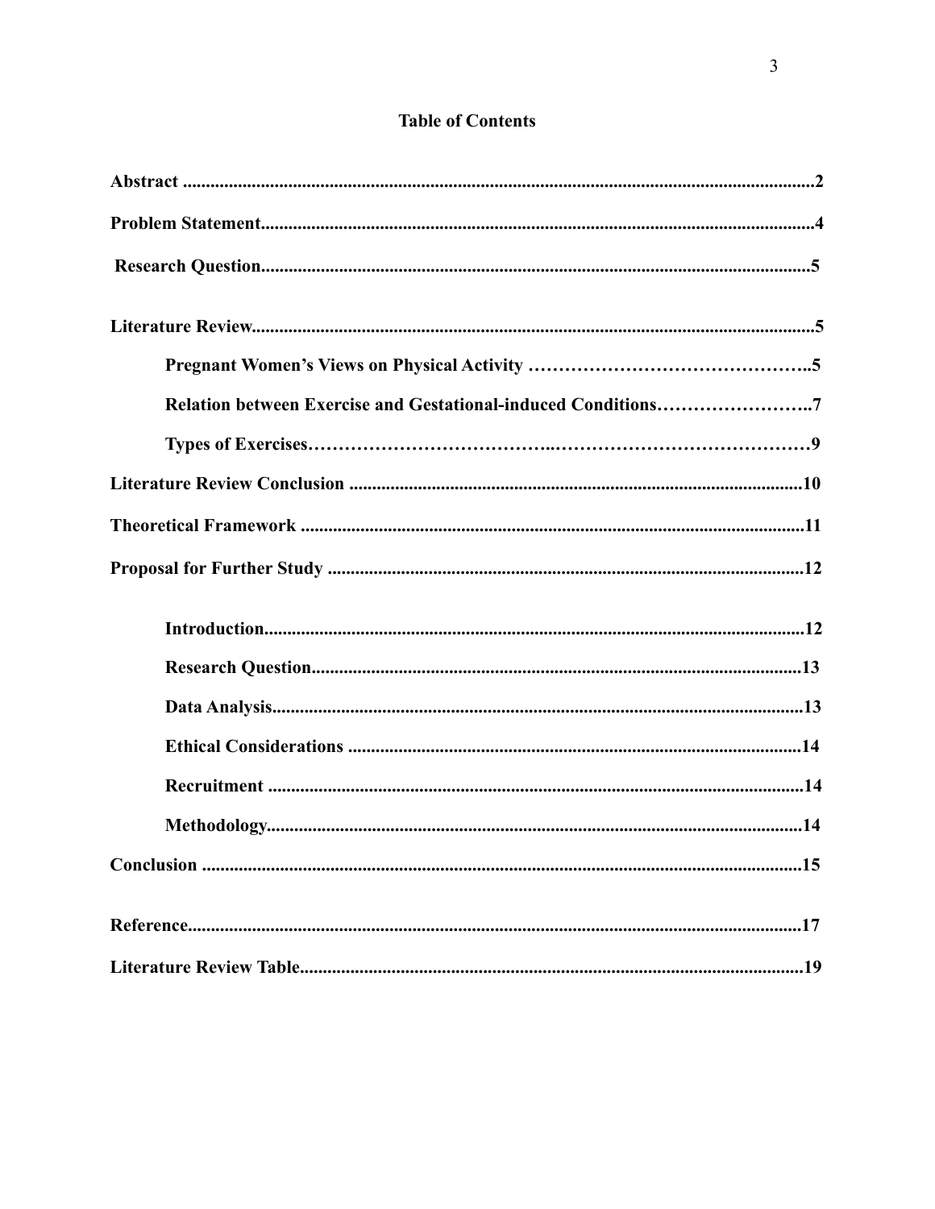**Table of Contents**

**Abstract** .......... **2**

**Problem Statement** .......... **4**

**Research Question** .......... **5**

**Literature Review** .......... **5**

- **Pregnant Women's Views on Physical Activity** .......... **5**
- **Relation between Exercise and Gestational-induced Conditions** .......... **7**
- **Types of Exercises** .......... **9**

**Literature Review Conclusion** .......... **10**

**Theoretical Framework** .......... **11**

**Proposal for Further Study** .......... **12**

- **Introduction** .......... **12**
- **Research Question** .......... **13**
- **Data Analysis** .......... **13**
- **Ethical Considerations** .......... **14**
- **Recruitment** .......... **14**
- **Methodology** .......... **14**

**Conclusion** .......... **15**

**Reference** .......... **17**

**Literature Review Table** .......... **19**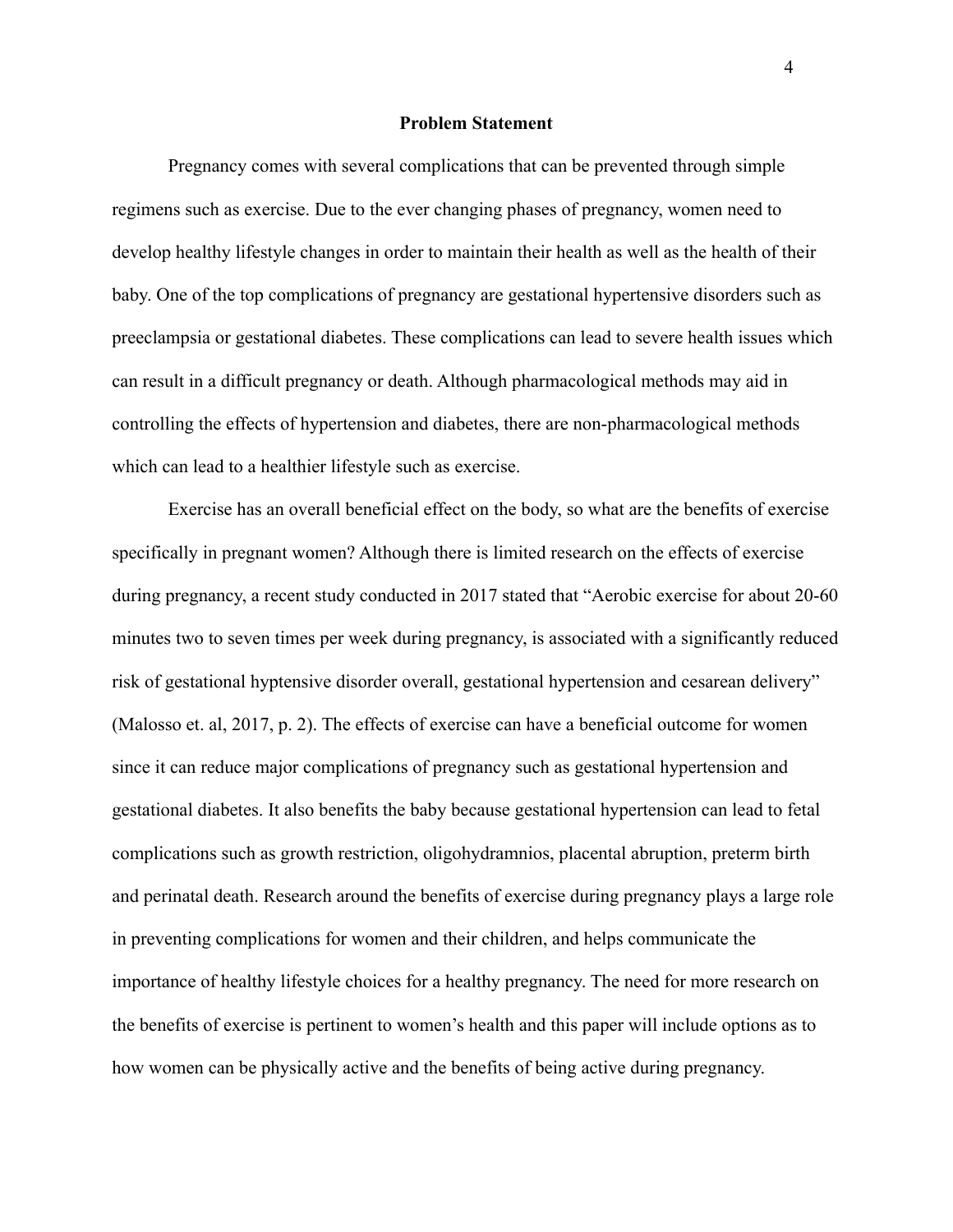## Problem Statement

Pregnancy comes with several complications that can be prevented through simple regimens such as exercise. Due to the ever changing phases of pregnancy, women need to develop healthy lifestyle changes in order to maintain their health as well as the health of their baby. One of the top complications of pregnancy are gestational hypertensive disorders such as preeclampsia or gestational diabetes. These complications can lead to severe health issues which can result in a difficult pregnancy or death. Although pharmacological methods may aid in controlling the effects of hypertension and diabetes, there are non-pharmacological methods which can lead to a healthier lifestyle such as exercise.

Exercise has an overall beneficial effect on the body, so what are the benefits of exercise specifically in pregnant women? Although there is limited research on the effects of exercise during pregnancy, a recent study conducted in 2017 stated that "Aerobic exercise for about 20-60 minutes two to seven times per week during pregnancy, is associated with a significantly reduced risk of gestational hyptensive disorder overall, gestational hypertension and cesarean delivery" (Malosso et. al, 2017, p. 2). The effects of exercise can have a beneficial outcome for women since it can reduce major complications of pregnancy such as gestational hypertension and gestational diabetes. It also benefits the baby because gestational hypertension can lead to fetal complications such as growth restriction, oligohydramnios, placental abruption, preterm birth and perinatal death. Research around the benefits of exercise during pregnancy plays a large role in preventing complications for women and their children, and helps communicate the importance of healthy lifestyle choices for a healthy pregnancy. The need for more research on the benefits of exercise is pertinent to women's health and this paper will include options as to how women can be physically active and the benefits of being active during pregnancy.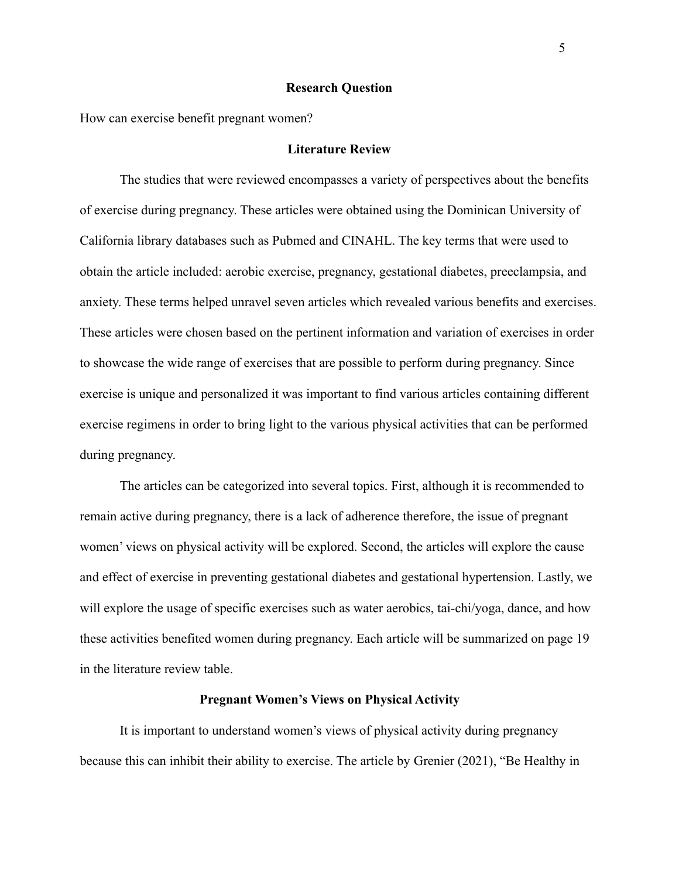## Research Question

How can exercise benefit pregnant women?

## Literature Review

The studies that were reviewed encompasses a variety of perspectives about the benefits of exercise during pregnancy. These articles were obtained using the Dominican University of California library databases such as Pubmed and CINAHL. The key terms that were used to obtain the article included: aerobic exercise, pregnancy, gestational diabetes, preeclampsia, and anxiety. These terms helped unravel seven articles which revealed various benefits and exercises. These articles were chosen based on the pertinent information and variation of exercises in order to showcase the wide range of exercises that are possible to perform during pregnancy. Since exercise is unique and personalized it was important to find various articles containing different exercise regimens in order to bring light to the various physical activities that can be performed during pregnancy.

The articles can be categorized into several topics. First, although it is recommended to remain active during pregnancy, there is a lack of adherence therefore, the issue of pregnant women' views on physical activity will be explored. Second, the articles will explore the cause and effect of exercise in preventing gestational diabetes and gestational hypertension. Lastly, we will explore the usage of specific exercises such as water aerobics, tai-chi/yoga, dance, and how these activities benefited women during pregnancy. Each article will be summarized on page 19 in the literature review table.

### Pregnant Women's Views on Physical Activity

It is important to understand women's views of physical activity during pregnancy because this can inhibit their ability to exercise. The article by Grenier (2021), "Be Healthy in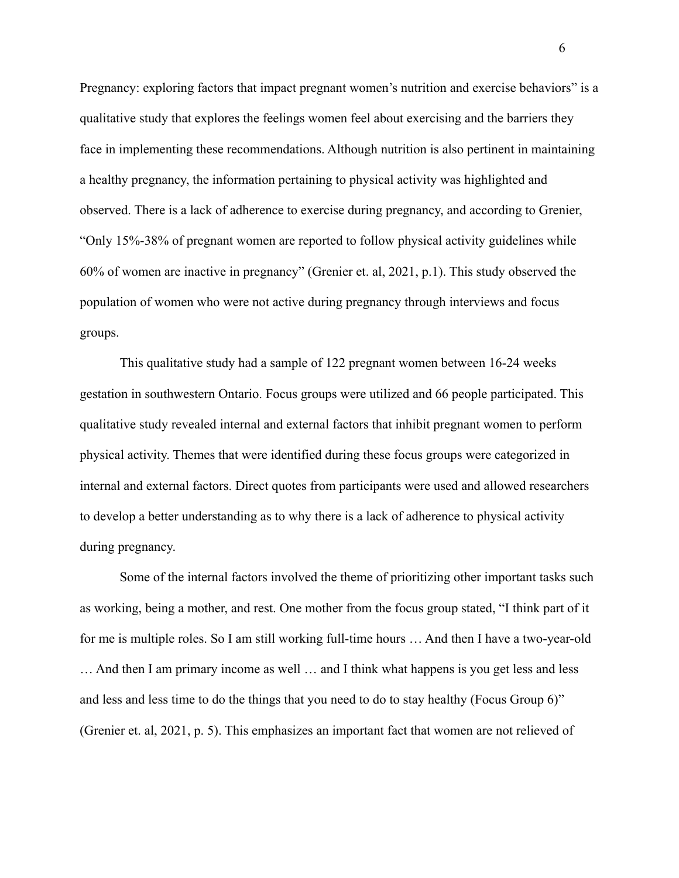Pregnancy: exploring factors that impact pregnant women's nutrition and exercise behaviors" is a qualitative study that explores the feelings women feel about exercising and the barriers they face in implementing these recommendations. Although nutrition is also pertinent in maintaining a healthy pregnancy, the information pertaining to physical activity was highlighted and observed. There is a lack of adherence to exercise during pregnancy, and according to Grenier, "Only 15%-38% of pregnant women are reported to follow physical activity guidelines while 60% of women are inactive in pregnancy" (Grenier et. al, 2021, p.1). This study observed the population of women who were not active during pregnancy through interviews and focus groups.

This qualitative study had a sample of 122 pregnant women between 16-24 weeks gestation in southwestern Ontario. Focus groups were utilized and 66 people participated. This qualitative study revealed internal and external factors that inhibit pregnant women to perform physical activity. Themes that were identified during these focus groups were categorized in internal and external factors. Direct quotes from participants were used and allowed researchers to develop a better understanding as to why there is a lack of adherence to physical activity during pregnancy.

Some of the internal factors involved the theme of prioritizing other important tasks such as working, being a mother, and rest. One mother from the focus group stated, "I think part of it for me is multiple roles. So I am still working full-time hours … And then I have a two-year-old … And then I am primary income as well … and I think what happens is you get less and less and less and less time to do the things that you need to do to stay healthy (Focus Group 6)" (Grenier et. al, 2021, p. 5). This emphasizes an important fact that women are not relieved of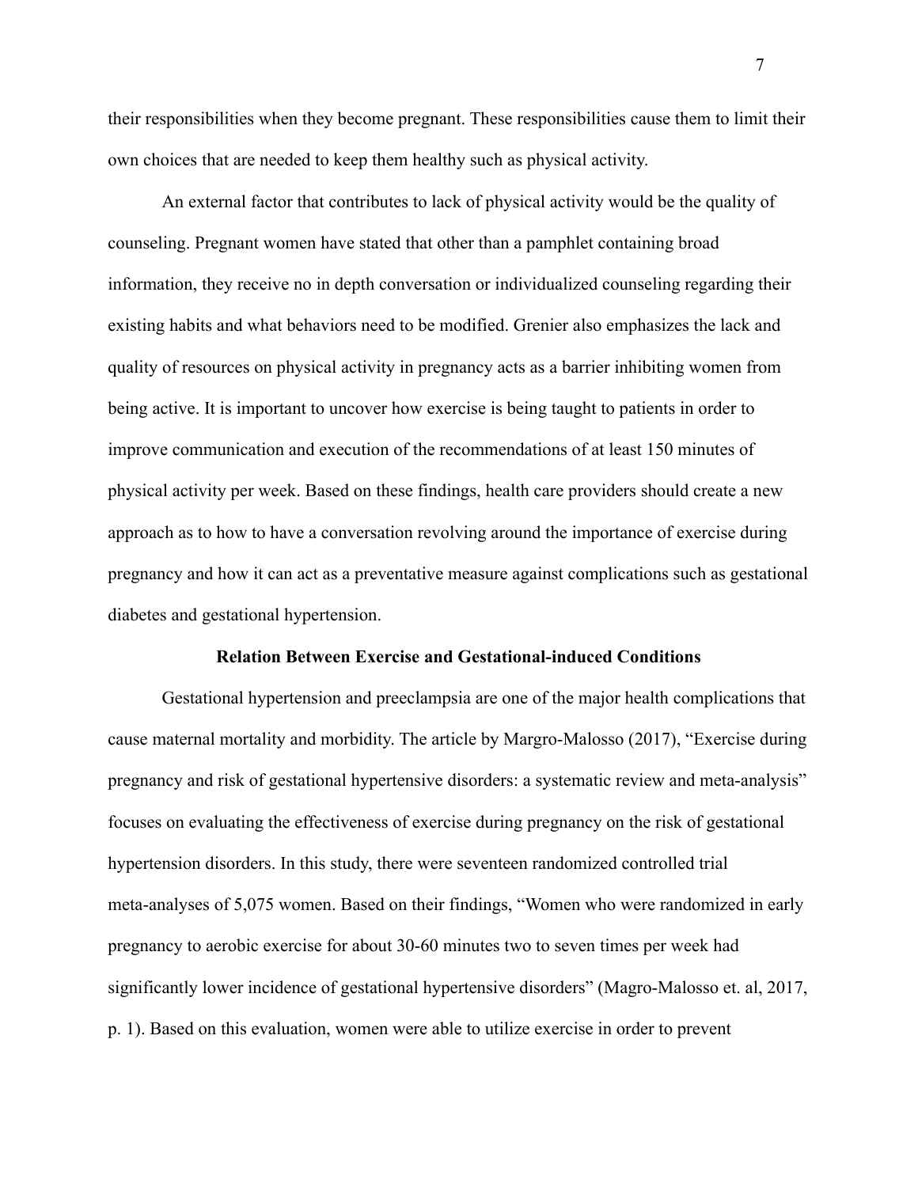their responsibilities when they become pregnant. These responsibilities cause them to limit their own choices that are needed to keep them healthy such as physical activity.

An external factor that contributes to lack of physical activity would be the quality of counseling. Pregnant women have stated that other than a pamphlet containing broad information, they receive no in depth conversation or individualized counseling regarding their existing habits and what behaviors need to be modified. Grenier also emphasizes the lack and quality of resources on physical activity in pregnancy acts as a barrier inhibiting women from being active. It is important to uncover how exercise is being taught to patients in order to improve communication and execution of the recommendations of at least 150 minutes of physical activity per week. Based on these findings, health care providers should create a new approach as to how to have a conversation revolving around the importance of exercise during pregnancy and how it can act as a preventative measure against complications such as gestational diabetes and gestational hypertension.

## Relation Between Exercise and Gestational-induced Conditions

Gestational hypertension and preeclampsia are one of the major health complications that cause maternal mortality and morbidity. The article by Margro-Malosso (2017), "Exercise during pregnancy and risk of gestational hypertensive disorders: a systematic review and meta-analysis" focuses on evaluating the effectiveness of exercise during pregnancy on the risk of gestational hypertension disorders. In this study, there were seventeen randomized controlled trial meta-analyses of 5,075 women. Based on their findings, "Women who were randomized in early pregnancy to aerobic exercise for about 30-60 minutes two to seven times per week had significantly lower incidence of gestational hypertensive disorders" (Magro-Malosso et. al, 2017, p. 1). Based on this evaluation, women were able to utilize exercise in order to prevent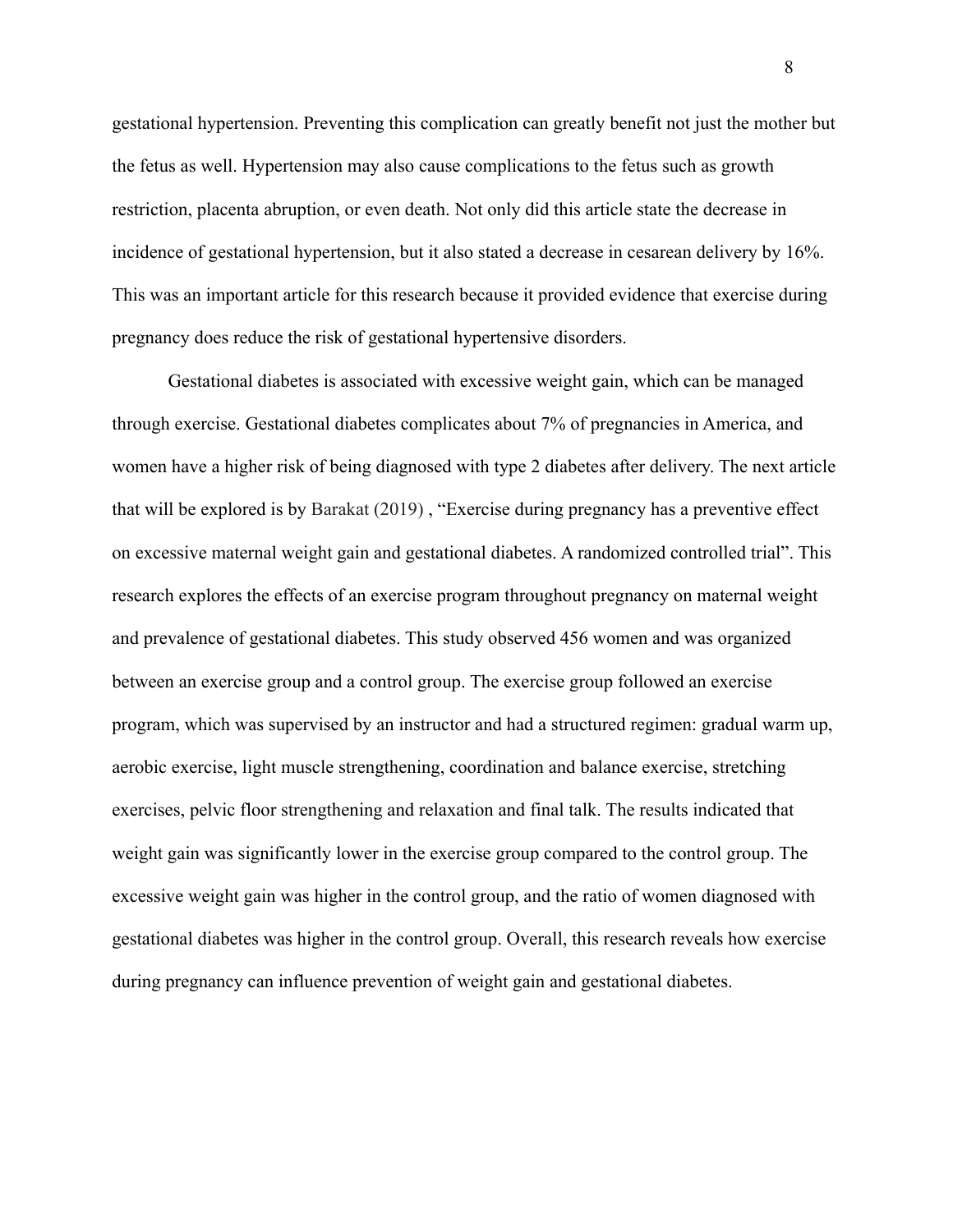gestational hypertension. Preventing this complication can greatly benefit not just the mother but the fetus as well. Hypertension may also cause complications to the fetus such as growth restriction, placenta abruption, or even death. Not only did this article state the decrease in incidence of gestational hypertension, but it also stated a decrease in cesarean delivery by 16%. This was an important article for this research because it provided evidence that exercise during pregnancy does reduce the risk of gestational hypertensive disorders.

Gestational diabetes is associated with excessive weight gain, which can be managed through exercise. Gestational diabetes complicates about 7% of pregnancies in America, and women have a higher risk of being diagnosed with type 2 diabetes after delivery. The next article that will be explored is by Barakat (2019) , "Exercise during pregnancy has a preventive effect on excessive maternal weight gain and gestational diabetes. A randomized controlled trial". This research explores the effects of an exercise program throughout pregnancy on maternal weight and prevalence of gestational diabetes. This study observed 456 women and was organized between an exercise group and a control group. The exercise group followed an exercise program, which was supervised by an instructor and had a structured regimen: gradual warm up, aerobic exercise, light muscle strengthening, coordination and balance exercise, stretching exercises, pelvic floor strengthening and relaxation and final talk. The results indicated that weight gain was significantly lower in the exercise group compared to the control group. The excessive weight gain was higher in the control group, and the ratio of women diagnosed with gestational diabetes was higher in the control group. Overall, this research reveals how exercise during pregnancy can influence prevention of weight gain and gestational diabetes.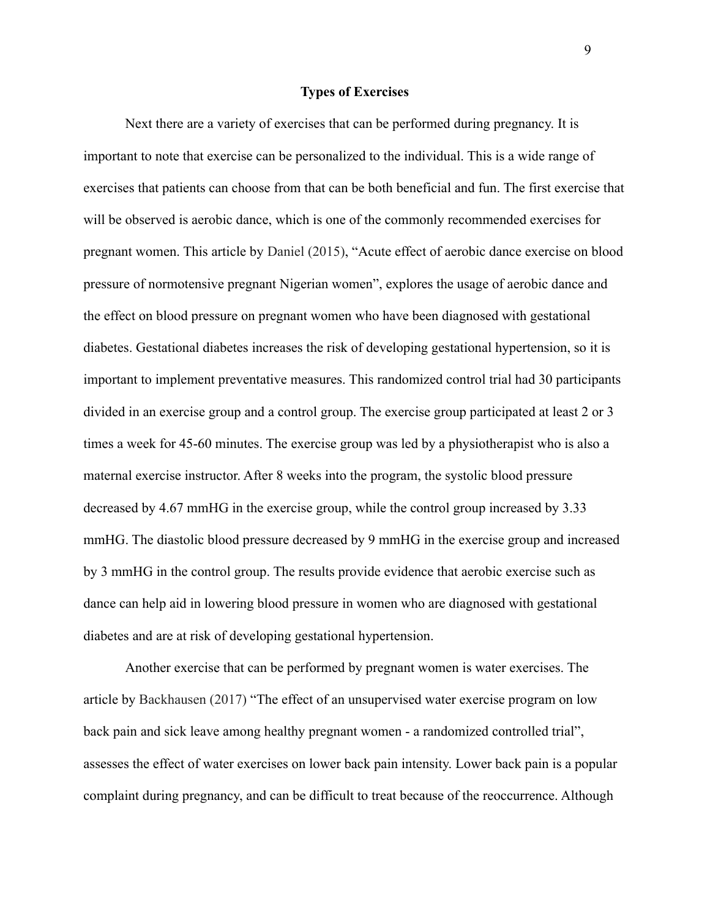## Types of Exercises

Next there are a variety of exercises that can be performed during pregnancy. It is important to note that exercise can be personalized to the individual. This is a wide range of exercises that patients can choose from that can be both beneficial and fun. The first exercise that will be observed is aerobic dance, which is one of the commonly recommended exercises for pregnant women. This article by Daniel (2015), "Acute effect of aerobic dance exercise on blood pressure of normotensive pregnant Nigerian women", explores the usage of aerobic dance and the effect on blood pressure on pregnant women who have been diagnosed with gestational diabetes. Gestational diabetes increases the risk of developing gestational hypertension, so it is important to implement preventative measures. This randomized control trial had 30 participants divided in an exercise group and a control group. The exercise group participated at least 2 or 3 times a week for 45-60 minutes. The exercise group was led by a physiotherapist who is also a maternal exercise instructor. After 8 weeks into the program, the systolic blood pressure decreased by 4.67 mmHG in the exercise group, while the control group increased by 3.33 mmHG. The diastolic blood pressure decreased by 9 mmHG in the exercise group and increased by 3 mmHG in the control group. The results provide evidence that aerobic exercise such as dance can help aid in lowering blood pressure in women who are diagnosed with gestational diabetes and are at risk of developing gestational hypertension.

Another exercise that can be performed by pregnant women is water exercises. The article by Backhausen (2017) "The effect of an unsupervised water exercise program on low back pain and sick leave among healthy pregnant women - a randomized controlled trial", assesses the effect of water exercises on lower back pain intensity. Lower back pain is a popular complaint during pregnancy, and can be difficult to treat because of the reoccurrence. Although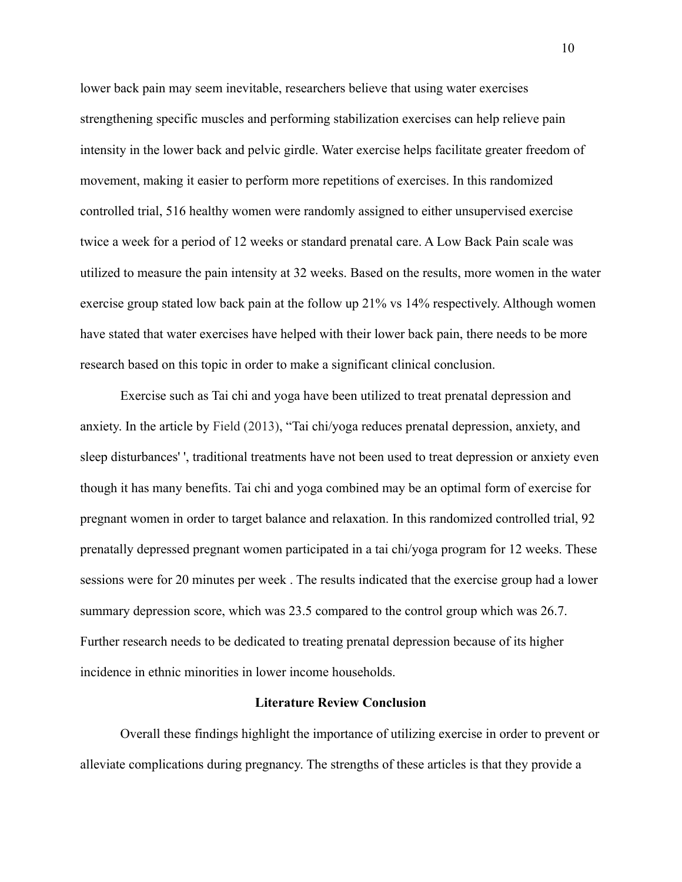lower back pain may seem inevitable, researchers believe that using water exercises strengthening specific muscles and performing stabilization exercises can help relieve pain intensity in the lower back and pelvic girdle. Water exercise helps facilitate greater freedom of movement, making it easier to perform more repetitions of exercises. In this randomized controlled trial, 516 healthy women were randomly assigned to either unsupervised exercise twice a week for a period of 12 weeks or standard prenatal care. A Low Back Pain scale was utilized to measure the pain intensity at 32 weeks. Based on the results, more women in the water exercise group stated low back pain at the follow up 21% vs 14% respectively. Although women have stated that water exercises have helped with their lower back pain, there needs to be more research based on this topic in order to make a significant clinical conclusion.

Exercise such as Tai chi and yoga have been utilized to treat prenatal depression and anxiety. In the article by Field (2013), "Tai chi/yoga reduces prenatal depression, anxiety, and sleep disturbances' ', traditional treatments have not been used to treat depression or anxiety even though it has many benefits. Tai chi and yoga combined may be an optimal form of exercise for pregnant women in order to target balance and relaxation. In this randomized controlled trial, 92 prenatally depressed pregnant women participated in a tai chi/yoga program for 12 weeks. These sessions were for 20 minutes per week . The results indicated that the exercise group had a lower summary depression score, which was 23.5 compared to the control group which was 26.7. Further research needs to be dedicated to treating prenatal depression because of its higher incidence in ethnic minorities in lower income households.

**Literature Review Conclusion**

Overall these findings highlight the importance of utilizing exercise in order to prevent or alleviate complications during pregnancy. The strengths of these articles is that they provide a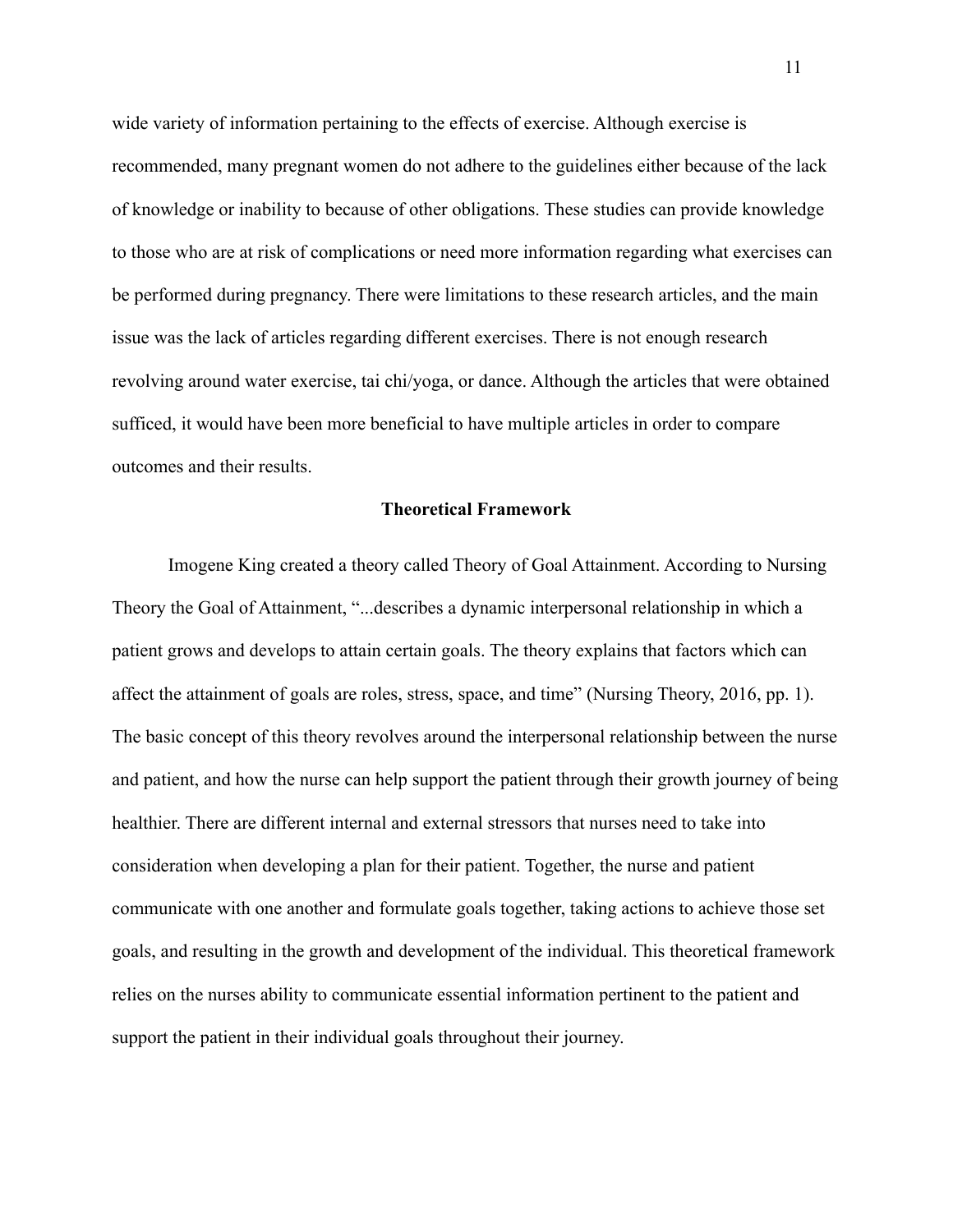wide variety of information pertaining to the effects of exercise. Although exercise is recommended, many pregnant women do not adhere to the guidelines either because of the lack of knowledge or inability to because of other obligations. These studies can provide knowledge to those who are at risk of complications or need more information regarding what exercises can be performed during pregnancy. There were limitations to these research articles, and the main issue was the lack of articles regarding different exercises. There is not enough research revolving around water exercise, tai chi/yoga, or dance. Although the articles that were obtained sufficed, it would have been more beneficial to have multiple articles in order to compare outcomes and their results.

## Theoretical Framework

Imogene King created a theory called Theory of Goal Attainment. According to Nursing Theory the Goal of Attainment, "...describes a dynamic interpersonal relationship in which a patient grows and develops to attain certain goals. The theory explains that factors which can affect the attainment of goals are roles, stress, space, and time" (Nursing Theory, 2016, pp. 1). The basic concept of this theory revolves around the interpersonal relationship between the nurse and patient, and how the nurse can help support the patient through their growth journey of being healthier. There are different internal and external stressors that nurses need to take into consideration when developing a plan for their patient. Together, the nurse and patient communicate with one another and formulate goals together, taking actions to achieve those set goals, and resulting in the growth and development of the individual. This theoretical framework relies on the nurses ability to communicate essential information pertinent to the patient and support the patient in their individual goals throughout their journey.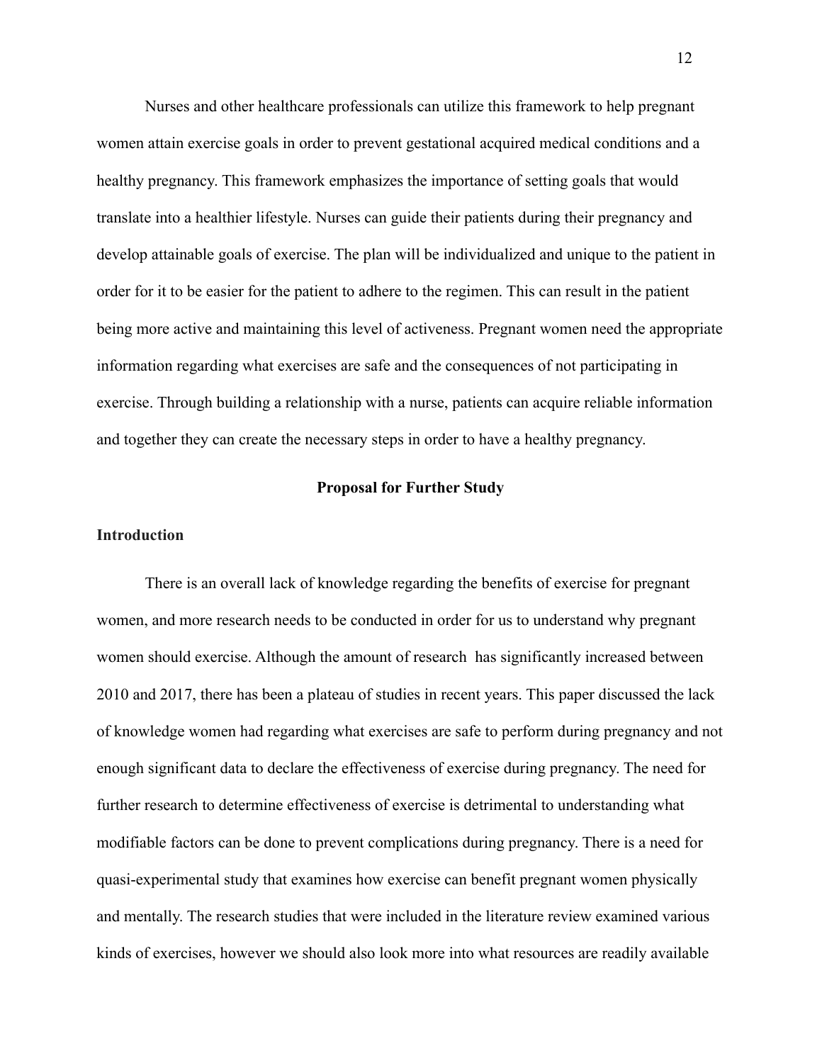Nurses and other healthcare professionals can utilize this framework to help pregnant women attain exercise goals in order to prevent gestational acquired medical conditions and a healthy pregnancy. This framework emphasizes the importance of setting goals that would translate into a healthier lifestyle. Nurses can guide their patients during their pregnancy and develop attainable goals of exercise. The plan will be individualized and unique to the patient in order for it to be easier for the patient to adhere to the regimen. This can result in the patient being more active and maintaining this level of activeness. Pregnant women need the appropriate information regarding what exercises are safe and the consequences of not participating in exercise. Through building a relationship with a nurse, patients can acquire reliable information and together they can create the necessary steps in order to have a healthy pregnancy.

## Proposal for Further Study

### Introduction

There is an overall lack of knowledge regarding the benefits of exercise for pregnant women, and more research needs to be conducted in order for us to understand why pregnant women should exercise. Although the amount of research has significantly increased between 2010 and 2017, there has been a plateau of studies in recent years. This paper discussed the lack of knowledge women had regarding what exercises are safe to perform during pregnancy and not enough significant data to declare the effectiveness of exercise during pregnancy. The need for further research to determine effectiveness of exercise is detrimental to understanding what modifiable factors can be done to prevent complications during pregnancy. There is a need for quasi-experimental study that examines how exercise can benefit pregnant women physically and mentally. The research studies that were included in the literature review examined various kinds of exercises, however we should also look more into what resources are readily available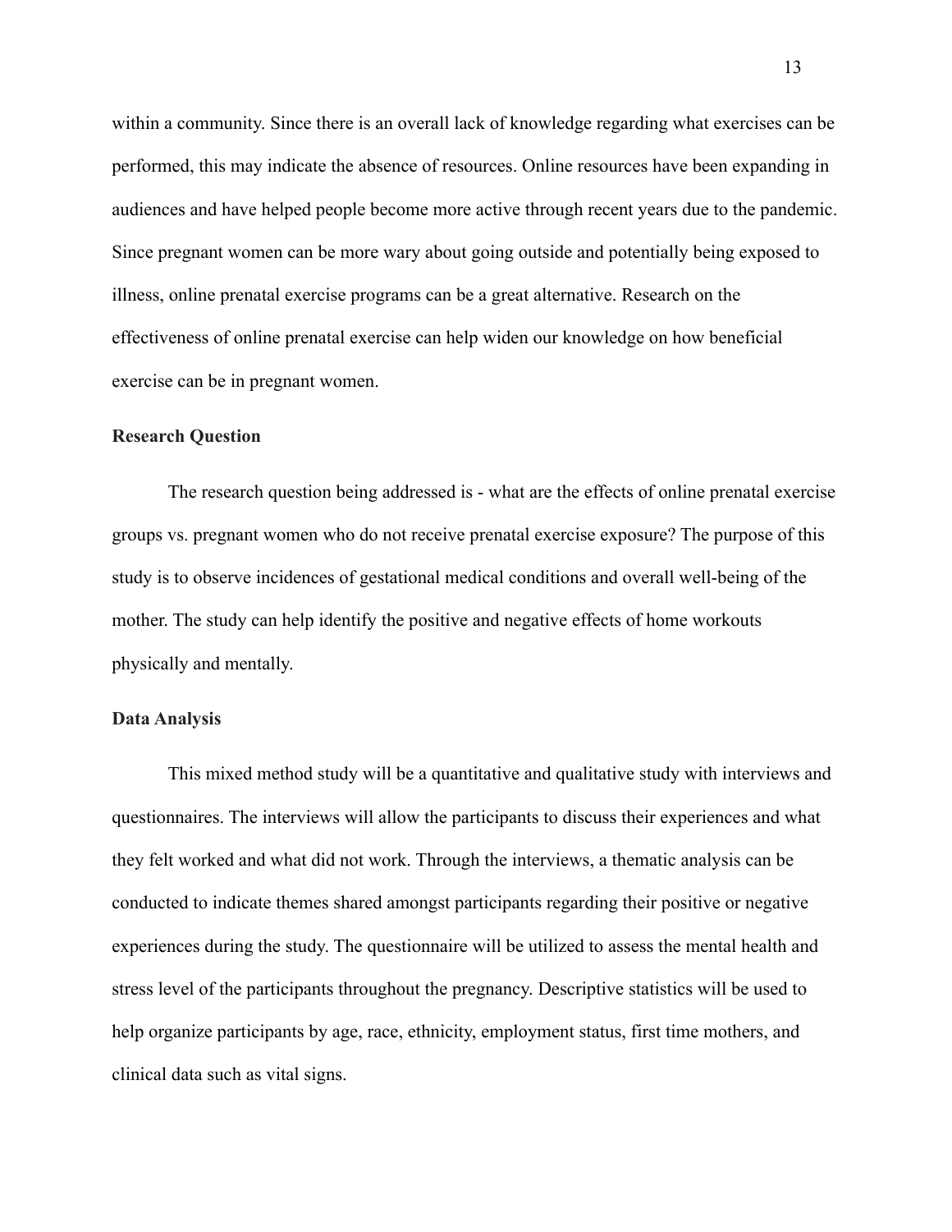within a community. Since there is an overall lack of knowledge regarding what exercises can be performed, this may indicate the absence of resources. Online resources have been expanding in audiences and have helped people become more active through recent years due to the pandemic. Since pregnant women can be more wary about going outside and potentially being exposed to illness, online prenatal exercise programs can be a great alternative. Research on the effectiveness of online prenatal exercise can help widen our knowledge on how beneficial exercise can be in pregnant women.

**Research Question**

The research question being addressed is - what are the effects of online prenatal exercise groups vs. pregnant women who do not receive prenatal exercise exposure? The purpose of this study is to observe incidences of gestational medical conditions and overall well-being of the mother. The study can help identify the positive and negative effects of home workouts physically and mentally.

**Data Analysis**

This mixed method study will be a quantitative and qualitative study with interviews and questionnaires. The interviews will allow the participants to discuss their experiences and what they felt worked and what did not work. Through the interviews, a thematic analysis can be conducted to indicate themes shared amongst participants regarding their positive or negative experiences during the study. The questionnaire will be utilized to assess the mental health and stress level of the participants throughout the pregnancy. Descriptive statistics will be used to help organize participants by age, race, ethnicity, employment status, first time mothers, and clinical data such as vital signs.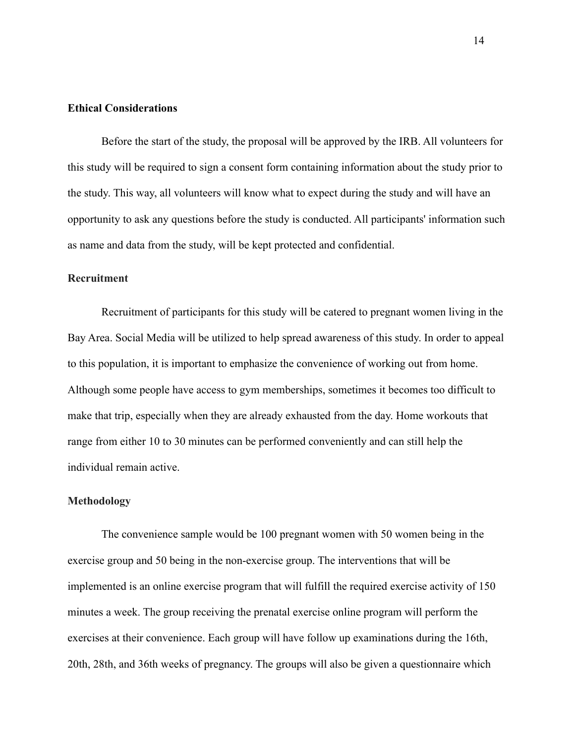**Ethical Considerations**

Before the start of the study, the proposal will be approved by the IRB. All volunteers for this study will be required to sign a consent form containing information about the study prior to the study. This way, all volunteers will know what to expect during the study and will have an opportunity to ask any questions before the study is conducted. All participants' information such as name and data from the study, will be kept protected and confidential.

**Recruitment**

Recruitment of participants for this study will be catered to pregnant women living in the Bay Area. Social Media will be utilized to help spread awareness of this study. In order to appeal to this population, it is important to emphasize the convenience of working out from home. Although some people have access to gym memberships, sometimes it becomes too difficult to make that trip, especially when they are already exhausted from the day. Home workouts that range from either 10 to 30 minutes can be performed conveniently and can still help the individual remain active.

**Methodology**

The convenience sample would be 100 pregnant women with 50 women being in the exercise group and 50 being in the non-exercise group. The interventions that will be implemented is an online exercise program that will fulfill the required exercise activity of 150 minutes a week. The group receiving the prenatal exercise online program will perform the exercises at their convenience. Each group will have follow up examinations during the 16th, 20th, 28th, and 36th weeks of pregnancy. The groups will also be given a questionnaire which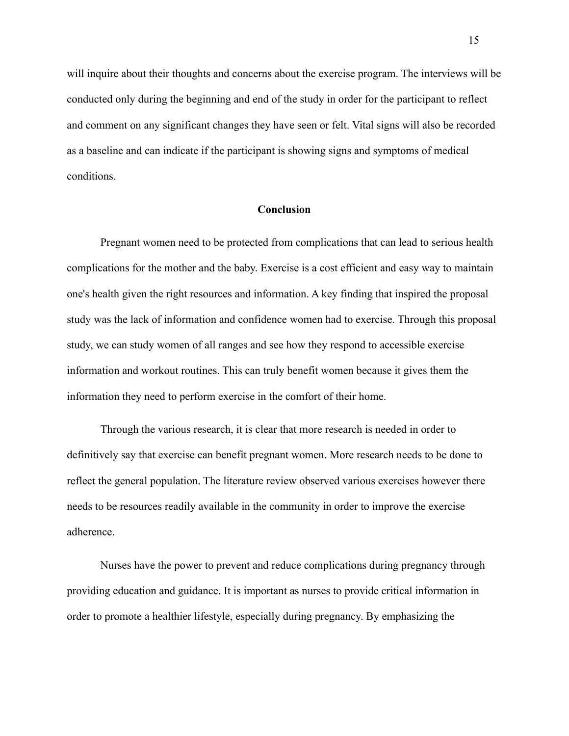will inquire about their thoughts and concerns about the exercise program. The interviews will be conducted only during the beginning and end of the study in order for the participant to reflect and comment on any significant changes they have seen or felt. Vital signs will also be recorded as a baseline and can indicate if the participant is showing signs and symptoms of medical conditions.

## Conclusion

Pregnant women need to be protected from complications that can lead to serious health complications for the mother and the baby. Exercise is a cost efficient and easy way to maintain one's health given the right resources and information. A key finding that inspired the proposal study was the lack of information and confidence women had to exercise. Through this proposal study, we can study women of all ranges and see how they respond to accessible exercise information and workout routines. This can truly benefit women because it gives them the information they need to perform exercise in the comfort of their home.

Through the various research, it is clear that more research is needed in order to definitively say that exercise can benefit pregnant women. More research needs to be done to reflect the general population. The literature review observed various exercises however there needs to be resources readily available in the community in order to improve the exercise adherence.

Nurses have the power to prevent and reduce complications during pregnancy through providing education and guidance. It is important as nurses to provide critical information in order to promote a healthier lifestyle, especially during pregnancy. By emphasizing the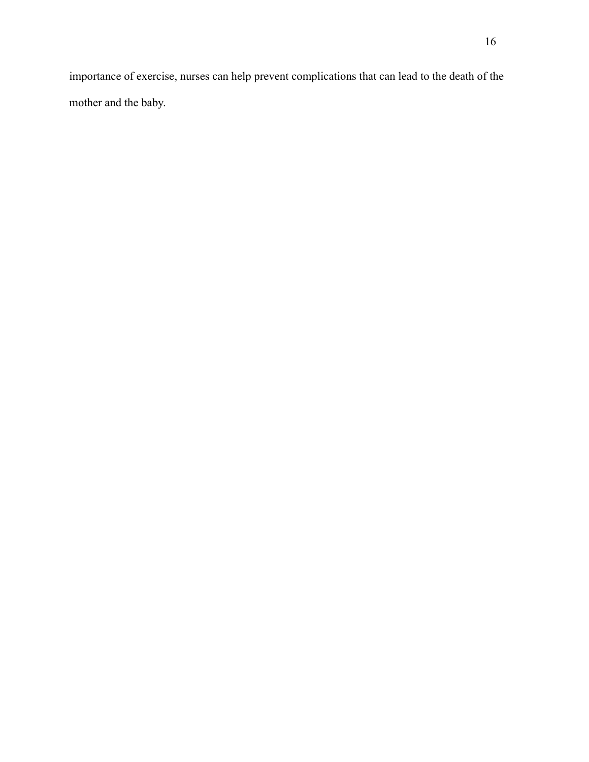importance of exercise, nurses can help prevent complications that can lead to the death of the mother and the baby.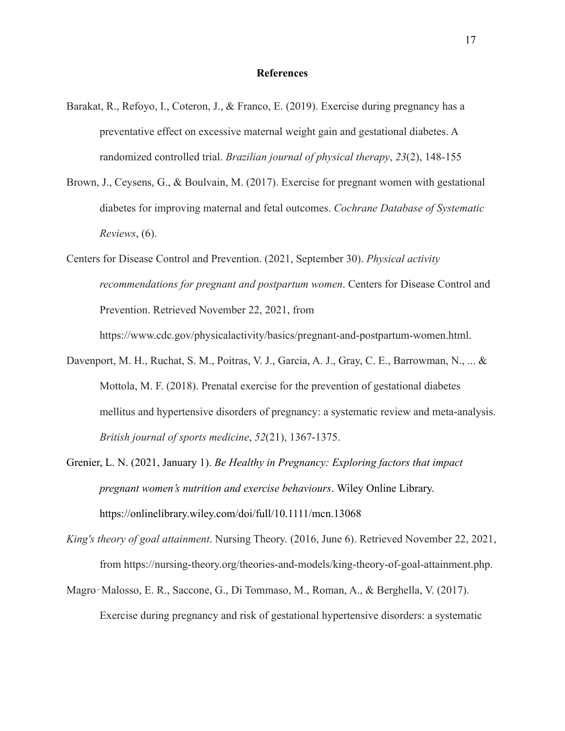**References**

Barakat, R., Refoyo, I., Coteron, J., & Franco, E. (2019). Exercise during pregnancy has a preventative effect on excessive maternal weight gain and gestational diabetes. A randomized controlled trial. *Brazilian journal of physical therapy*, *23*(2), 148-155

Brown, J., Ceysens, G., & Boulvain, M. (2017). Exercise for pregnant women with gestational diabetes for improving maternal and fetal outcomes. *Cochrane Database of Systematic Reviews*, (6).

Centers for Disease Control and Prevention. (2021, September 30). *Physical activity recommendations for pregnant and postpartum women*. Centers for Disease Control and Prevention. Retrieved November 22, 2021, from https://www.cdc.gov/physicalactivity/basics/pregnant-and-postpartum-women.html.

Davenport, M. H., Ruchat, S. M., Poitras, V. J., Garcia, A. J., Gray, C. E., Barrowman, N., ... & Mottola, M. F. (2018). Prenatal exercise for the prevention of gestational diabetes mellitus and hypertensive disorders of pregnancy: a systematic review and meta-analysis. *British journal of sports medicine*, *52*(21), 1367-1375.

Grenier, L. N. (2021, January 1). *Be Healthy in Pregnancy: Exploring factors that impact pregnant women's nutrition and exercise behaviours*. Wiley Online Library. https://onlinelibrary.wiley.com/doi/full/10.1111/mcn.13068

*King's theory of goal attainment*. Nursing Theory. (2016, June 6). Retrieved November 22, 2021, from https://nursing-theory.org/theories-and-models/king-theory-of-goal-attainment.php.

Magro‐Malosso, E. R., Saccone, G., Di Tommaso, M., Roman, A., & Berghella, V. (2017). Exercise during pregnancy and risk of gestational hypertensive disorders: a systematic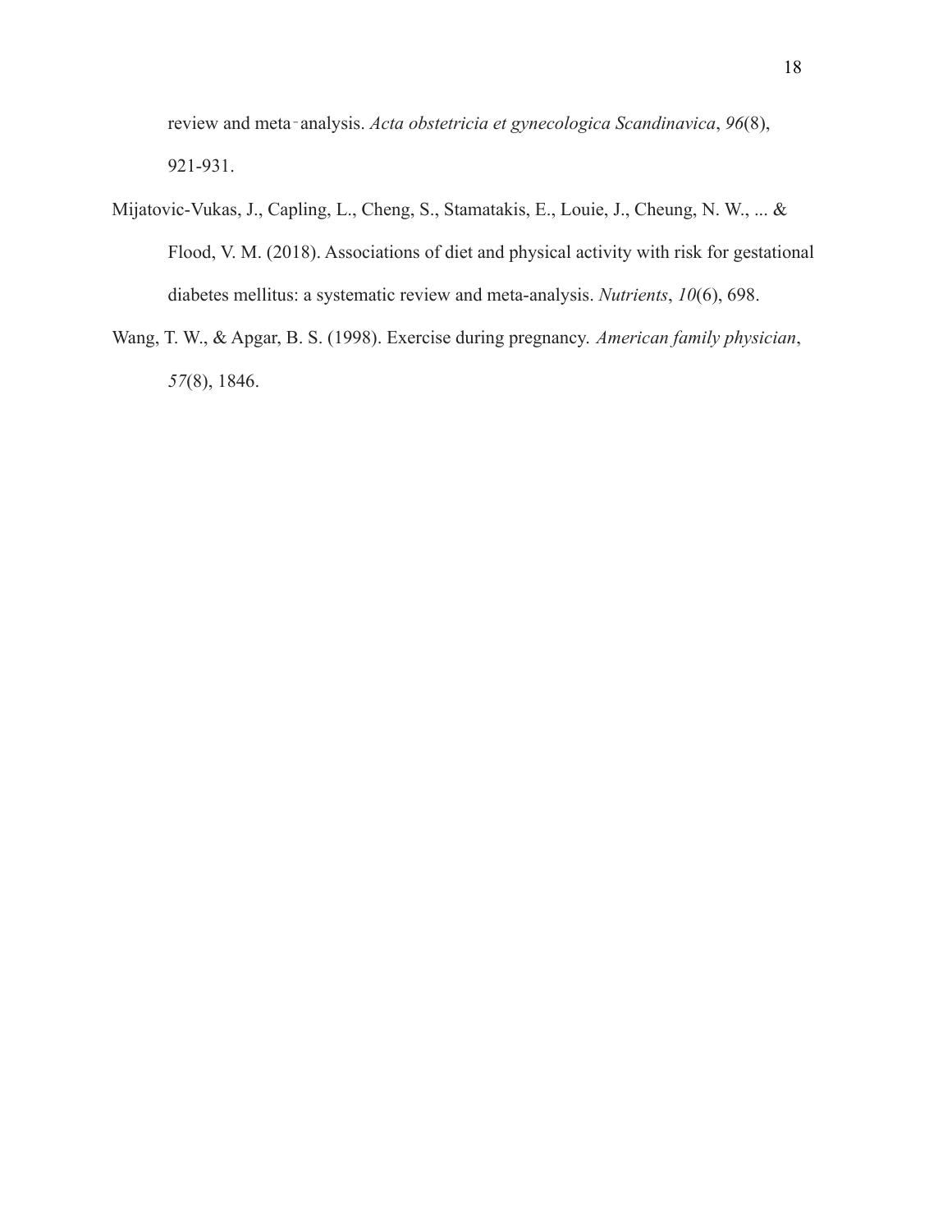review and meta‐analysis. *Acta obstetricia et gynecologica Scandinavica*, *96*(8), 921-931.

Mijatovic-Vukas, J., Capling, L., Cheng, S., Stamatakis, E., Louie, J., Cheung, N. W., ... & Flood, V. M. (2018). Associations of diet and physical activity with risk for gestational diabetes mellitus: a systematic review and meta-analysis. *Nutrients*, *10*(6), 698.

Wang, T. W., & Apgar, B. S. (1998). Exercise during pregnancy. *American family physician*, *57*(8), 1846.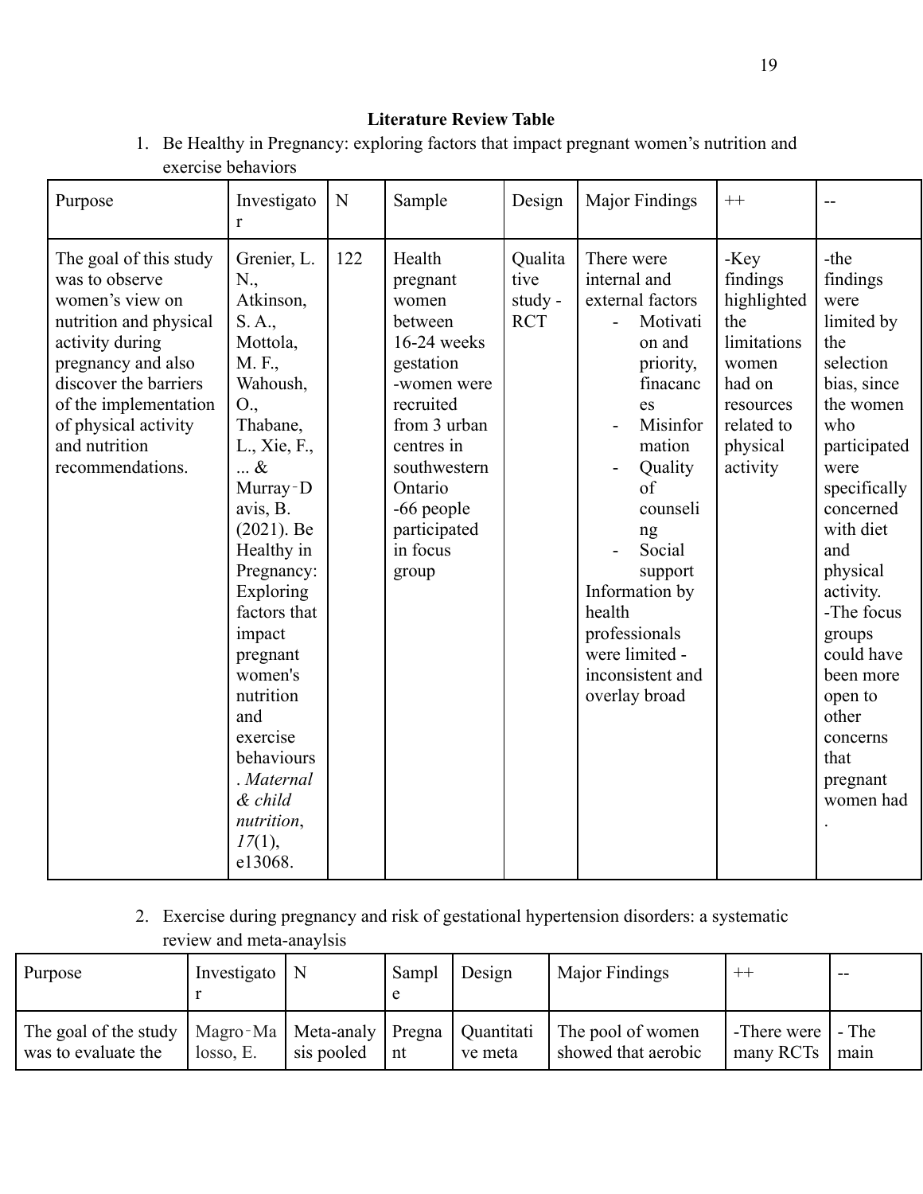**Literature Review Table**

1. Be Healthy in Pregnancy: exploring factors that impact pregnant women's nutrition and exercise behaviors

| Purpose | Investigator | N | Sample | Design | Major Findings | ++ | -- |
|---|---|---|---|---|---|---|---|
| The goal of this study was to observe women's view on nutrition and physical activity during pregnancy and also discover the barriers of the implementation of physical activity and nutrition recommendations. | Grenier, L. N., Atkinson, S. A., Mottola, M. F., Wahoush, O., Thabane, L., Xie, F., ... & Murray‐Davis, B. (2021). Be Healthy in Pregnancy: Exploring factors that impact pregnant women's nutrition and exercise behaviours. *Maternal & child nutrition*, *17*(1), e13068. | 122 | Health pregnant women between 16-24 weeks gestation -women were recruited from 3 urban centres in southwestern Ontario -66 people participated in focus group | Qualitative study - RCT | There were internal and external factors - Motivation and priority, finacances - Misinformation - Quality of counseling - Social support Information by health professionals were limited - inconsistent and overlay broad | -Key findings highlighted the limitations women had on resources related to physical activity | -the findings were limited by the selection bias, since the women who participated were specifically concerned with diet and physical activity. -The focus groups could have been more open to other concerns that pregnant women had. |

2. Exercise during pregnancy and risk of gestational hypertension disorders: a systematic review and meta-anaylsis

| Purpose | Investigator | N | Sample | Design | Major Findings | ++ | -- |
|---|---|---|---|---|---|---|---|
| The goal of the study was to evaluate the | Magro‐Malosso, E. | Meta-analysis pooled | Pregnant | Quantitative meta | The pool of women showed that aerobic | -There were many RCTs | - The main |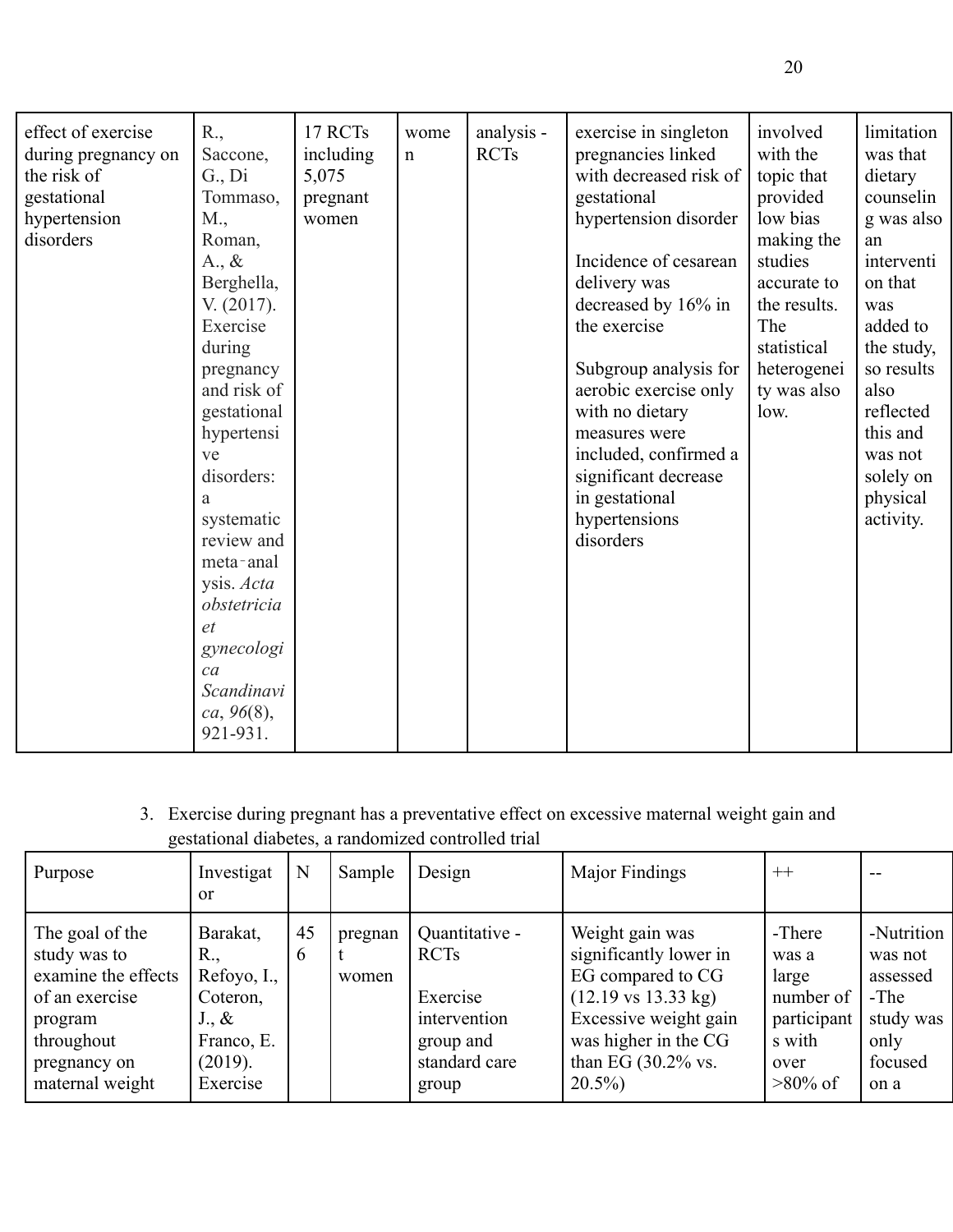| | | | | | | | |
|---|---|---|---|---|---|---|---|
| effect of exercise during pregnancy on the risk of gestational hypertension disorders | R., Saccone, G., Di Tommaso, M., Roman, A., & Berghella, V. (2017). Exercise during pregnancy and risk of gestational hypertensive disorders: a systematic review and meta‐analysis. *Acta obstetricia et gynecologica Scandinavica*, *96*(8), 921-931. | 17 RCTs including 5,075 pregnant women | women | analysis - RCTs | exercise in singleton pregnancies linked with decreased risk of gestational hypertension disorder<br><br>Incidence of cesarean delivery was decreased by 16% in the exercise<br><br>Subgroup analysis for aerobic exercise only with no dietary measures were included, confirmed a significant decrease in gestational hypertensions disorders | involved with the topic that provided low bias making the studies accurate to the results. The statistical heterogeneity was also low. | limitation was that dietary counseling was also an intervention that was added to the study, so results also reflected this and was not solely on physical activity. |

3. Exercise during pregnant has a preventative effect on excessive maternal weight gain and gestational diabetes, a randomized controlled trial

| Purpose | Investigator | N | Sample | Design | Major Findings | ++ | -- |
|---|---|---|---|---|---|---|---|
| The goal of the study was to examine the effects of an exercise program throughout pregnancy on maternal weight | Barakat, R., Refoyo, I., Coteron, J., & Franco, E. (2019). Exercise | 456 | pregnant women | Quantitative - RCTs<br><br>Exercise intervention group and standard care group | Weight gain was significantly lower in EG compared to CG (12.19 vs 13.33 kg)<br>Excessive weight gain was higher in the CG than EG (30.2% vs. 20.5%) | -There was a large number of participants with over >80% of | -Nutrition was not assessed<br>-The study was only focused on a |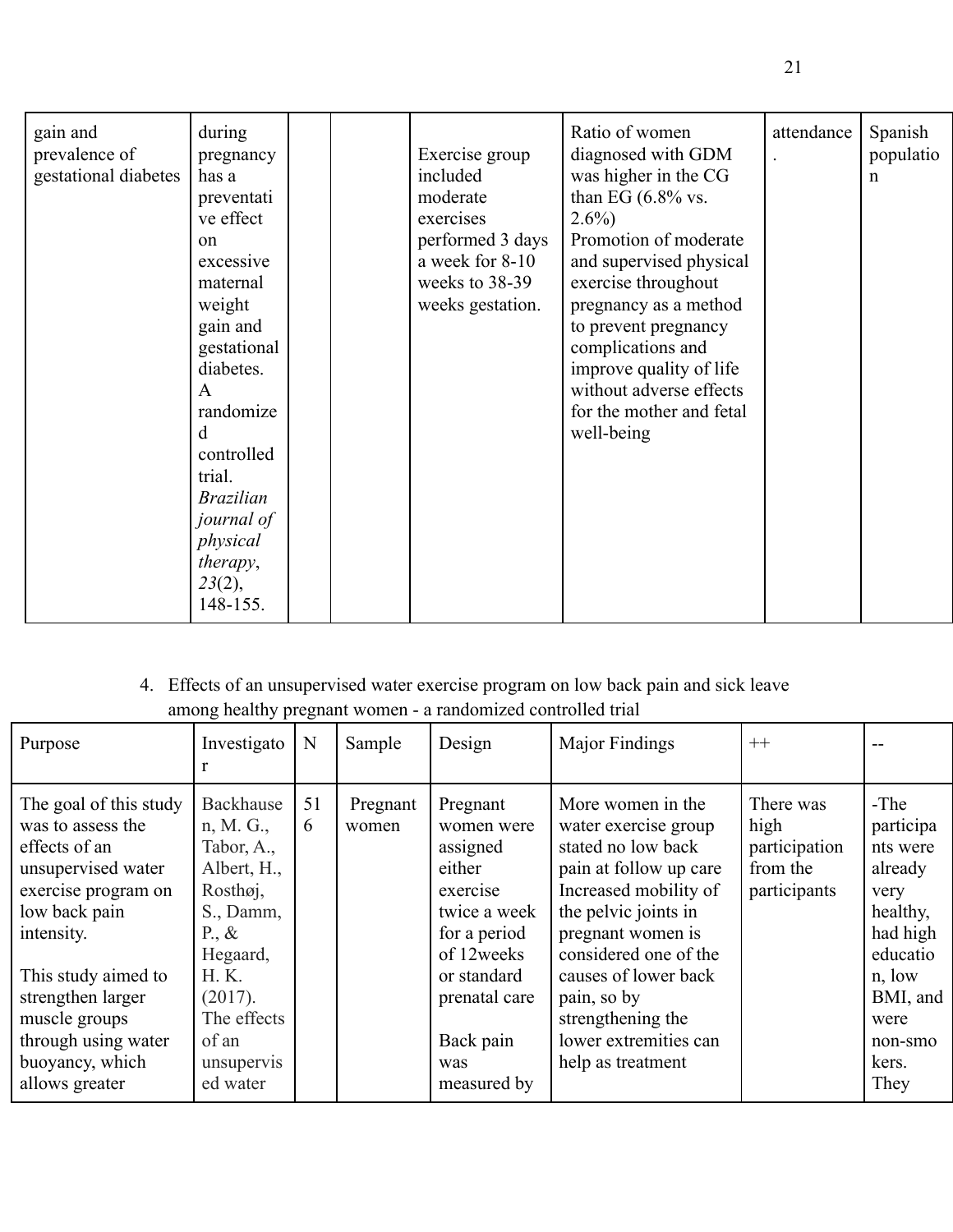| gain and prevalence of gestational diabetes | during pregnancy has a preventative effect on excessive maternal weight gain and gestational diabetes. A randomized controlled trial. *Brazilian journal of physical therapy*, *23*(2), 148-155. | | | Exercise group included moderate exercises performed 3 days a week for 8-10 weeks to 38-39 weeks gestation. | Ratio of women diagnosed with GDM was higher in the CG than EG (6.8% vs. 2.6%) Promotion of moderate and supervised physical exercise throughout pregnancy as a method to prevent pregnancy complications and improve quality of life without adverse effects for the mother and fetal well-being | attendance. | Spanish population |
|---|---|---|---|---|---|---|---|

4. Effects of an unsupervised water exercise program on low back pain and sick leave among healthy pregnant women - a randomized controlled trial

| Purpose | Investigator | N | Sample | Design | Major Findings | ++ | -- |
|---|---|---|---|---|---|---|---|
| The goal of this study was to assess the effects of an unsupervised water exercise program on low back pain intensity. This study aimed to strengthen larger muscle groups through using water buoyancy, which allows greater | Backhausen, M. G., Tabor, A., Albert, H., Rosthøj, S., Damm, P., & Hegaard, H. K. (2017). The effects of an unsupervised water | 516 | Pregnant women | Pregnant women were assigned either exercise twice a week for a period of 12weeks or standard prenatal care Back pain was measured by | More women in the water exercise group stated no low back pain at follow up care Increased mobility of the pelvic joints in pregnant women is considered one of the causes of lower back pain, so by strengthening the lower extremities can help as treatment | There was high participation from the participants | -The participants were already very healthy, had high education, low BMI, and were non-smokers. They |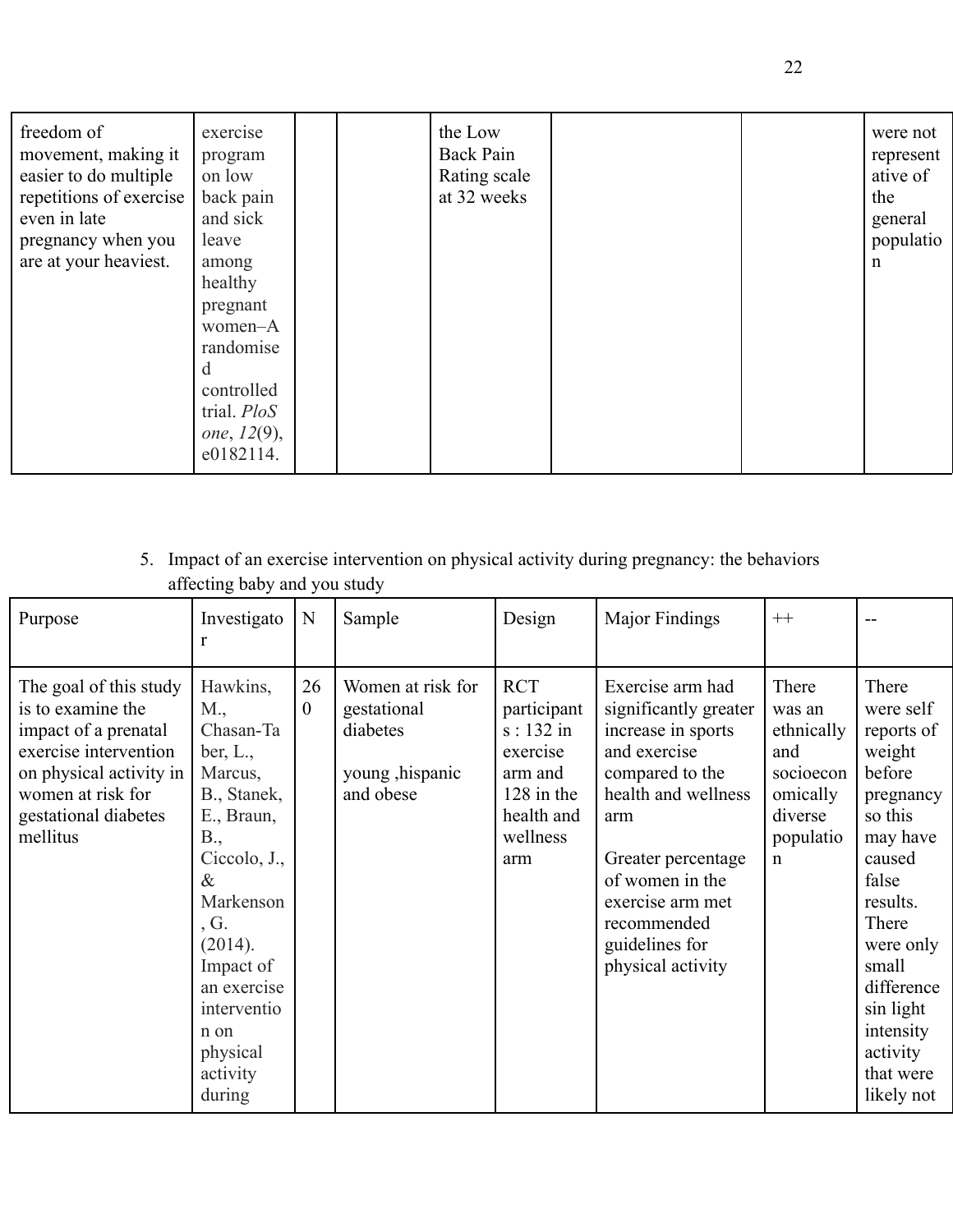| | | | | | | | |
|---|---|---|---|---|---|---|---|
| freedom of movement, making it easier to do multiple repetitions of exercise even in late pregnancy when you are at your heaviest. | exercise program on low back pain and sick leave among healthy pregnant women–A randomised controlled trial. *PloS one*, *12*(9), e0182114. | | | the Low Back Pain Rating scale at 32 weeks | | | were not representative of the general population |

5. Impact of an exercise intervention on physical activity during pregnancy: the behaviors affecting baby and you study

| Purpose | Investigator | N | Sample | Design | Major Findings | ++ | -- |
|---|---|---|---|---|---|---|---|
| The goal of this study is to examine the impact of a prenatal exercise intervention on physical activity in women at risk for gestational diabetes mellitus | Hawkins, M., Chasan-Taber, L., Marcus, B., Stanek, E., Braun, B., Ciccolo, J., & Markenson, G. (2014). Impact of an exercise intervention on physical activity during | 260 | Women at risk for gestational diabetes<br><br>young ,hispanic and obese | RCT participants : 132 in exercise arm and 128 in the health and wellness arm | Exercise arm had significantly greater increase in sports and exercise compared to the health and wellness arm<br><br>Greater percentage of women in the exercise arm met recommended guidelines for physical activity | There was an ethnically and socioeconomically diverse population | There were self reports of weight before pregnancy so this may have caused false results. There were only small difference sin light intensity activity that were likely not |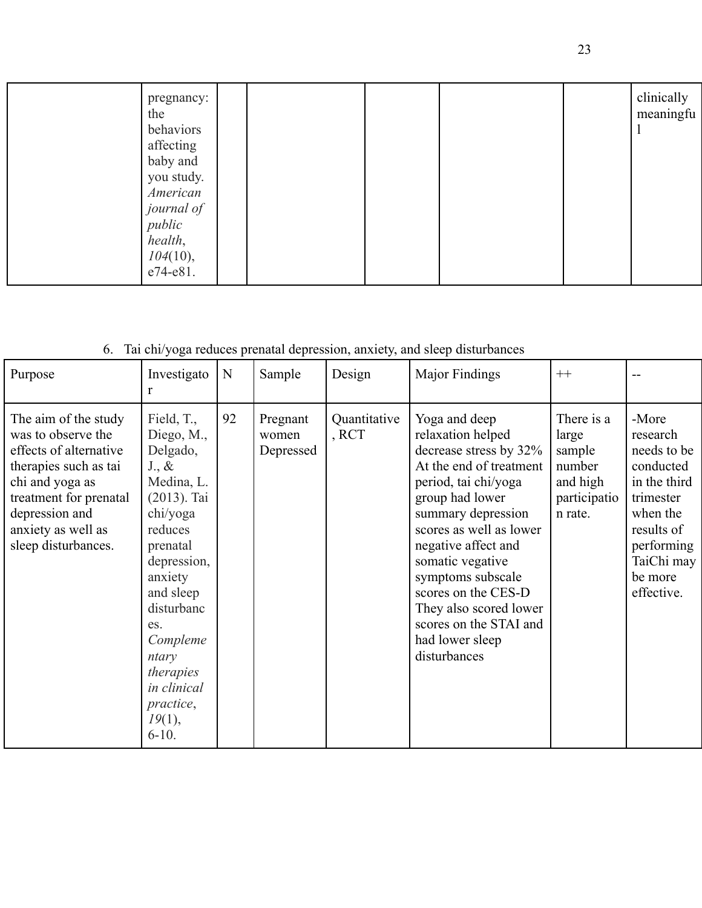|  | pregnancy: the behaviors affecting baby and you study. *American journal of public health*, *104*(10), e74-e81. |  |  |  |  |  | clinically meaningful |
|---|---|---|---|---|---|---|---|

6. Tai chi/yoga reduces prenatal depression, anxiety, and sleep disturbances

| Purpose | Investigator | N | Sample | Design | Major Findings | ++ | -- |
|---|---|---|---|---|---|---|---|
| The aim of the study was to observe the effects of alternative therapies such as tai chi and yoga as treatment for prenatal depression and anxiety as well as sleep disturbances. | Field, T., Diego, M., Delgado, J., & Medina, L. (2013). Tai chi/yoga reduces prenatal depression, anxiety and sleep disturbances. *Complementary therapies in clinical practice*, *19*(1), 6-10. | 92 | Pregnant women Depressed | Quantitative, RCT | Yoga and deep relaxation helped decrease stress by 32% At the end of treatment period, tai chi/yoga group had lower summary depression scores as well as lower negative affect and somatic vegative symptoms subscale scores on the CES-D They also scored lower scores on the STAI and had lower sleep disturbances | There is a large sample number and high participation rate. | -More research needs to be conducted in the third trimester when the results of performing TaiChi may be more effective. |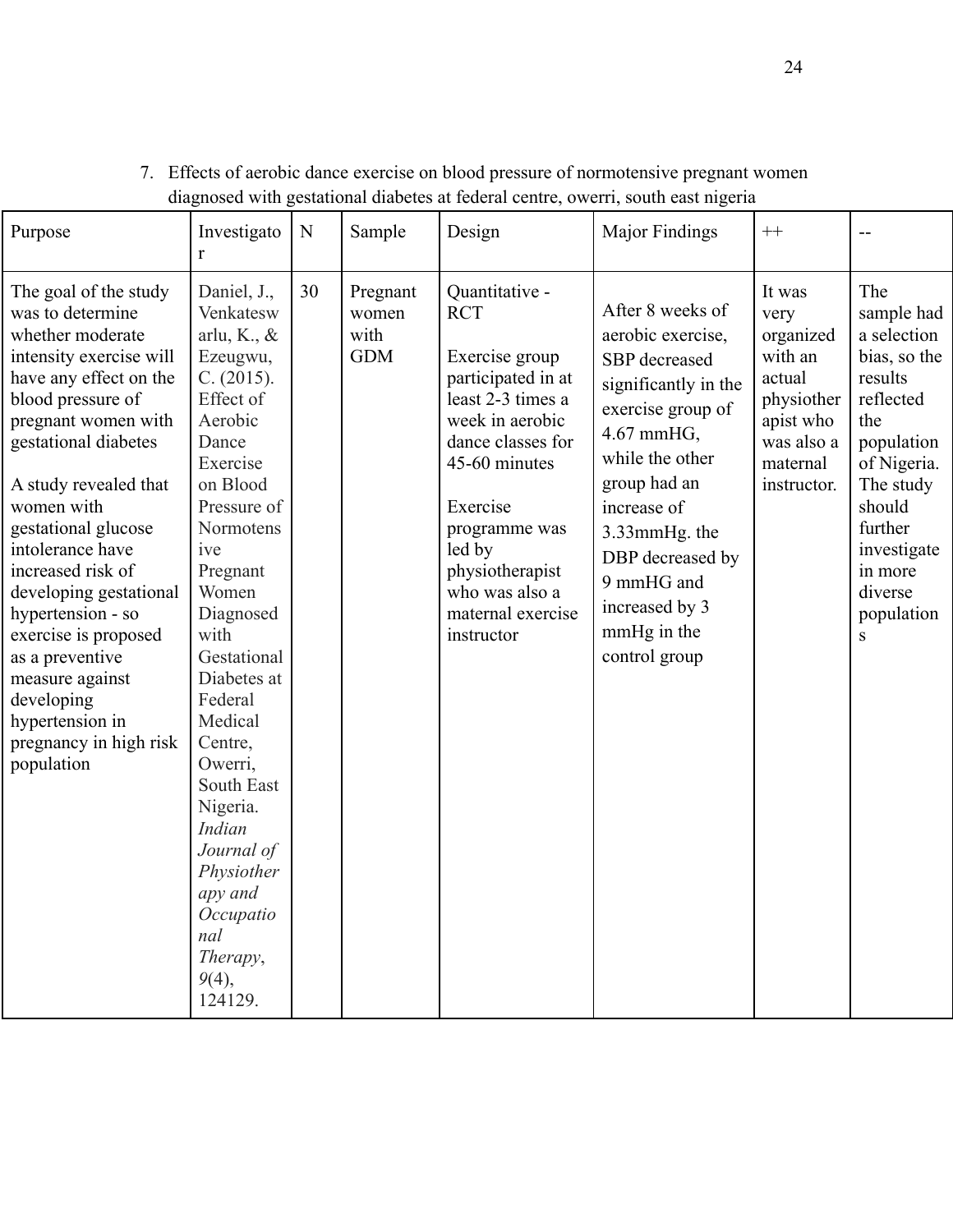7. Effects of aerobic dance exercise on blood pressure of normotensive pregnant women diagnosed with gestational diabetes at federal centre, owerri, south east nigeria

| Purpose | Investigator | N | Sample | Design | Major Findings | ++ | -- |
|---|---|---|---|---|---|---|---|
| The goal of the study was to determine whether moderate intensity exercise will have any effect on the blood pressure of pregnant women with gestational diabetes<br><br>A study revealed that women with gestational glucose intolerance have increased risk of developing gestational hypertension - so exercise is proposed as a preventive measure against developing hypertension in pregnancy in high risk population | Daniel, J., Venkateswarlu, K., & Ezeugwu, C. (2015). Effect of Aerobic Dance Exercise on Blood Pressure of Normotensive Pregnant Women Diagnosed with Gestational Diabetes at Federal Medical Centre, Owerri, South East Nigeria. *Indian Journal of Physiotherapy and Occupational Therapy*, *9*(4), 124129. | 30 | Pregnant women with GDM | Quantitative - RCT<br><br>Exercise group participated in at least 2-3 times a week in aerobic dance classes for 45-60 minutes<br><br>Exercise programme was led by physiotherapist who was also a maternal exercise instructor | After 8 weeks of aerobic exercise, SBP decreased significantly in the exercise group of 4.67 mmHG, while the other group had an increase of 3.33mmHg. the DBP decreased by 9 mmHG and increased by 3 mmHg in the control group | It was very organized with an actual physiotherapist who was also a maternal instructor. | The sample had a selection bias, so the results reflected the population of Nigeria. The study should further investigate in more diverse populations |